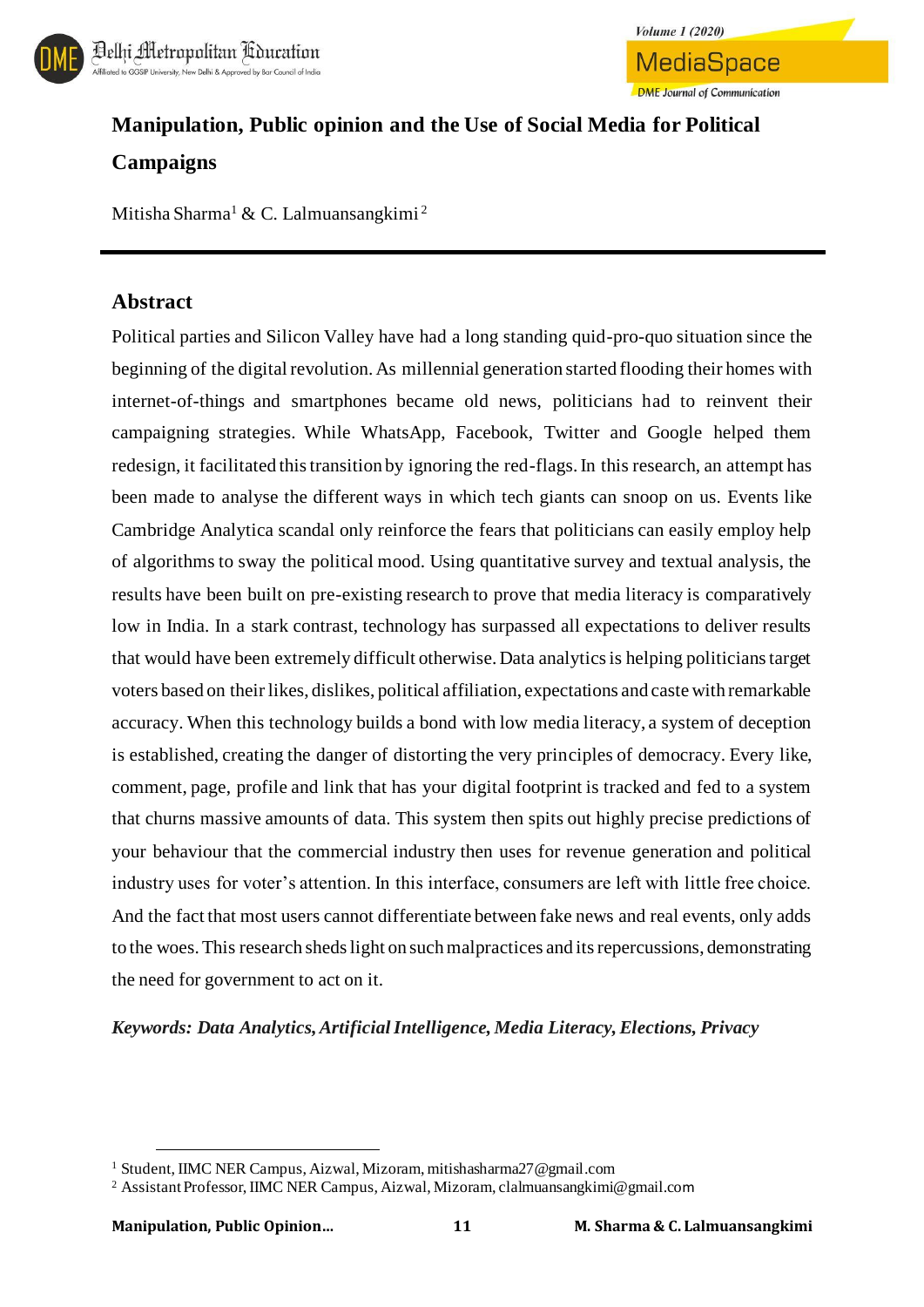# Manipulation, Public opinion and the Use of Social Media for Political Campaigns

Mitisha Sharma[1] & C. Lalmuansangkimi[2]

## Abstract

Political parties and Silicon Valley have had a long standing quid-pro-quo situation since the beginning of the digital revolution. As millennial generation started flooding their homes with internet-of-things and smartphones became old news, politicians had to reinvent their campaigning strategies. While WhatsApp, Facebook, Twitter and Google helped them redesign, it facilitated this transition by ignoring the red-flags. In this research, an attempt has been made to analyse the different ways in which tech giants can snoop on us. Events like Cambridge Analytica scandal only reinforce the fears that politicians can easily employ help of algorithms to sway the political mood. Using quantitative survey and textual analysis, the results have been built on pre-existing research to prove that media literacy is comparatively low in India. In a stark contrast, technology has surpassed all expectations to deliver results that would have been extremely difficult otherwise. Data analytics is helping politicians target voters based on their likes, dislikes, political affiliation, expectations and caste with remarkable accuracy. When this technology builds a bond with low media literacy, a system of deception is established, creating the danger of distorting the very principles of democracy. Every like, comment, page, profile and link that has your digital footprint is tracked and fed to a system that churns massive amounts of data. This system then spits out highly precise predictions of your behaviour that the commercial industry then uses for revenue generation and political industry uses for voter's attention. In this interface, consumers are left with little free choice. And the fact that most users cannot differentiate between fake news and real events, only adds to the woes. This research sheds light on such malpractices and its repercussions, demonstrating the need for government to act on it.

*Keywords: Data Analytics, Artificial Intelligence, Media Literacy, Elections, Privacy*

---

[1] Student, IIMC NER Campus, Aizwal, Mizoram, mitishasharma27@gmail.com

[2] Assistant Professor, IIMC NER Campus, Aizwal, Mizoram, clalmuansangkimi@gmail.com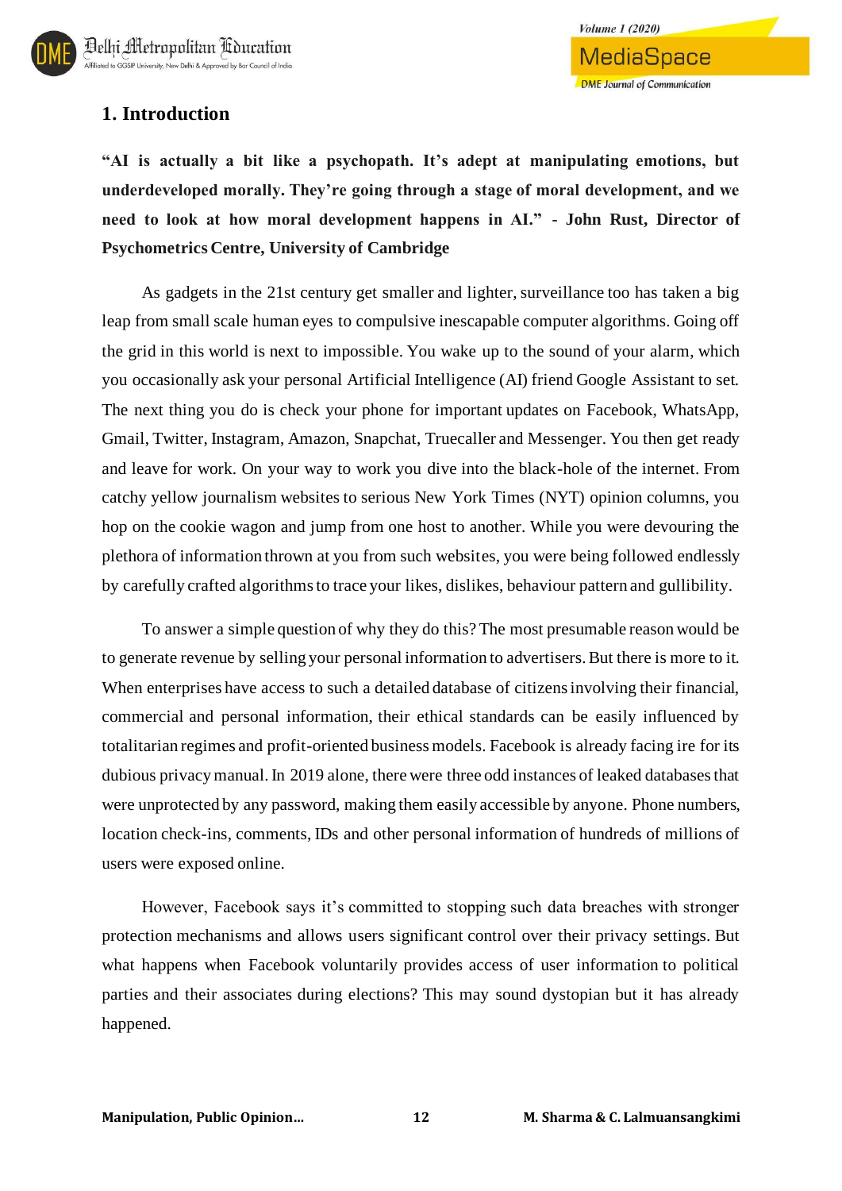## 1. Introduction

**"AI is actually a bit like a psychopath. It's adept at manipulating emotions, but underdeveloped morally. They're going through a stage of moral development, and we need to look at how moral development happens in AI." - John Rust, Director of Psychometrics Centre, University of Cambridge**

As gadgets in the 21st century get smaller and lighter, surveillance too has taken a big leap from small scale human eyes to compulsive inescapable computer algorithms. Going off the grid in this world is next to impossible. You wake up to the sound of your alarm, which you occasionally ask your personal Artificial Intelligence (AI) friend Google Assistant to set. The next thing you do is check your phone for important updates on Facebook, WhatsApp, Gmail, Twitter, Instagram, Amazon, Snapchat, Truecaller and Messenger. You then get ready and leave for work. On your way to work you dive into the black-hole of the internet. From catchy yellow journalism websites to serious New York Times (NYT) opinion columns, you hop on the cookie wagon and jump from one host to another. While you were devouring the plethora of information thrown at you from such websites, you were being followed endlessly by carefully crafted algorithms to trace your likes, dislikes, behaviour pattern and gullibility.

To answer a simple question of why they do this? The most presumable reason would be to generate revenue by selling your personal information to advertisers. But there is more to it. When enterprises have access to such a detailed database of citizens involving their financial, commercial and personal information, their ethical standards can be easily influenced by totalitarian regimes and profit-oriented business models. Facebook is already facing ire for its dubious privacy manual. In 2019 alone, there were three odd instances of leaked databases that were unprotected by any password, making them easily accessible by anyone. Phone numbers, location check-ins, comments, IDs and other personal information of hundreds of millions of users were exposed online.

However, Facebook says it's committed to stopping such data breaches with stronger protection mechanisms and allows users significant control over their privacy settings. But what happens when Facebook voluntarily provides access of user information to political parties and their associates during elections? This may sound dystopian but it has already happened.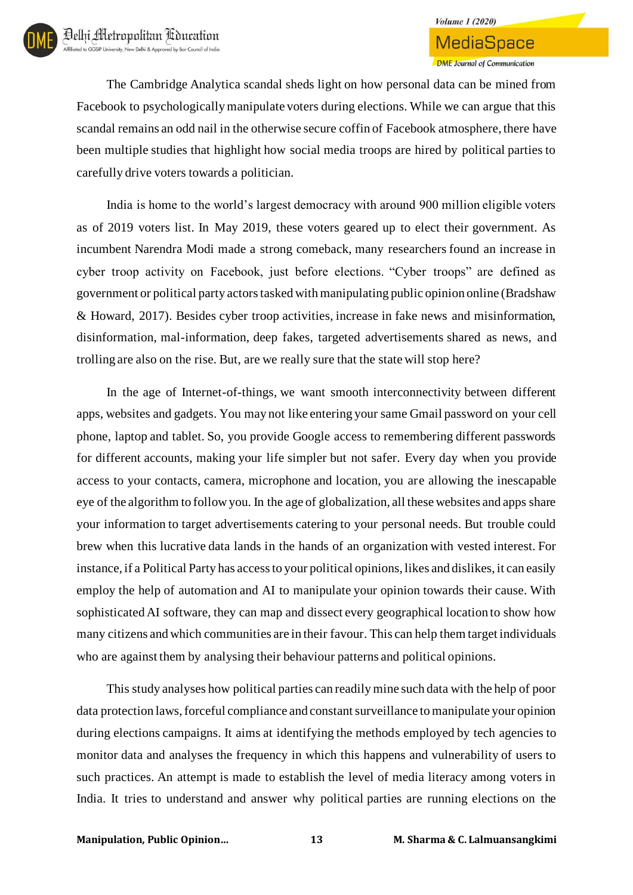The Cambridge Analytica scandal sheds light on how personal data can be mined from Facebook to psychologically manipulate voters during elections. While we can argue that this scandal remains an odd nail in the otherwise secure coffin of Facebook atmosphere, there have been multiple studies that highlight how social media troops are hired by political parties to carefully drive voters towards a politician.

India is home to the world's largest democracy with around 900 million eligible voters as of 2019 voters list. In May 2019, these voters geared up to elect their government. As incumbent Narendra Modi made a strong comeback, many researchers found an increase in cyber troop activity on Facebook, just before elections. "Cyber troops" are defined as government or political party actors tasked with manipulating public opinion online (Bradshaw & Howard, 2017). Besides cyber troop activities, increase in fake news and misinformation, disinformation, mal-information, deep fakes, targeted advertisements shared as news, and trolling are also on the rise. But, are we really sure that the state will stop here?

In the age of Internet-of-things, we want smooth interconnectivity between different apps, websites and gadgets. You may not like entering your same Gmail password on your cell phone, laptop and tablet. So, you provide Google access to remembering different passwords for different accounts, making your life simpler but not safer. Every day when you provide access to your contacts, camera, microphone and location, you are allowing the inescapable eye of the algorithm to follow you. In the age of globalization, all these websites and apps share your information to target advertisements catering to your personal needs. But trouble could brew when this lucrative data lands in the hands of an organization with vested interest. For instance, if a Political Party has access to your political opinions, likes and dislikes, it can easily employ the help of automation and AI to manipulate your opinion towards their cause. With sophisticated AI software, they can map and dissect every geographical location to show how many citizens and which communities are in their favour. This can help them target individuals who are against them by analysing their behaviour patterns and political opinions.

This study analyses how political parties can readily mine such data with the help of poor data protection laws, forceful compliance and constant surveillance to manipulate your opinion during elections campaigns. It aims at identifying the methods employed by tech agencies to monitor data and analyses the frequency in which this happens and vulnerability of users to such practices. An attempt is made to establish the level of media literacy among voters in India. It tries to understand and answer why political parties are running elections on the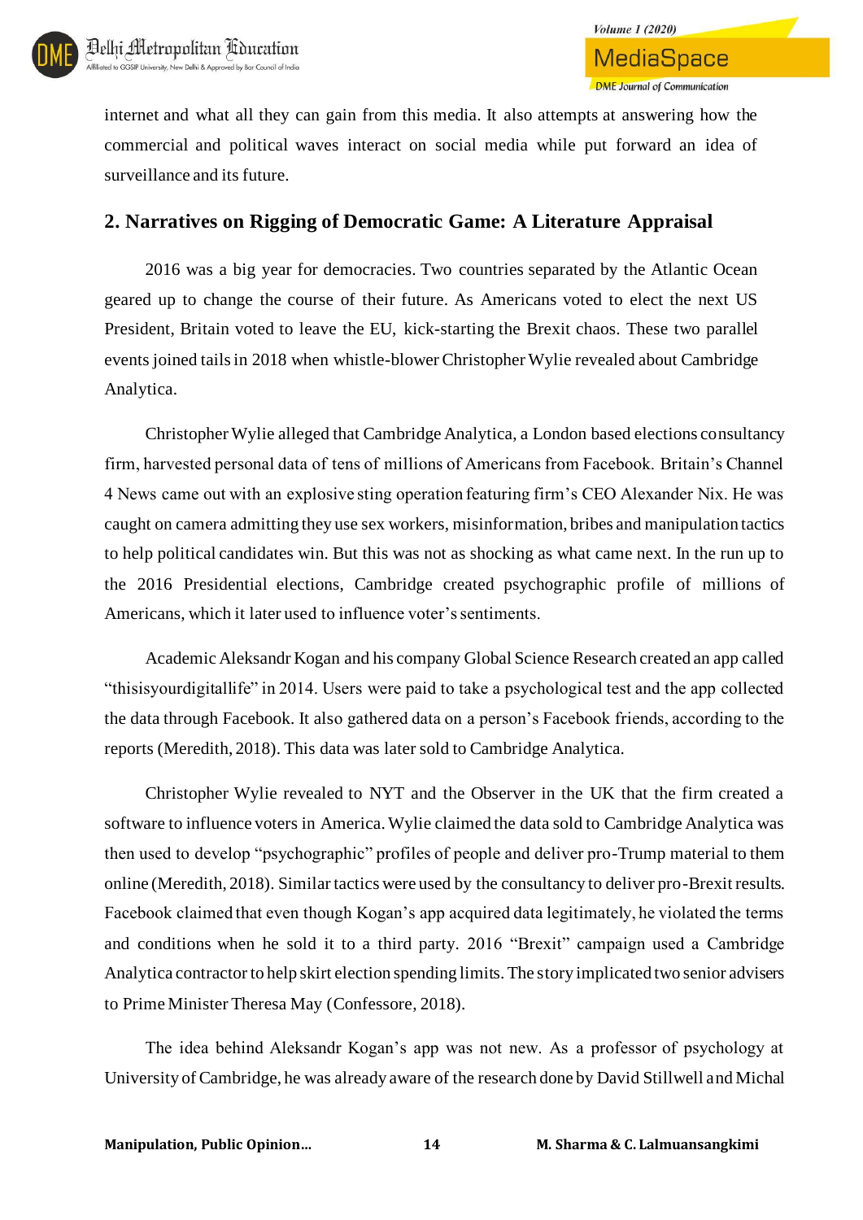internet and what all they can gain from this media. It also attempts at answering how the commercial and political waves interact on social media while put forward an idea of surveillance and its future.

## 2. Narratives on Rigging of Democratic Game: A Literature Appraisal

2016 was a big year for democracies. Two countries separated by the Atlantic Ocean geared up to change the course of their future. As Americans voted to elect the next US President, Britain voted to leave the EU, kick-starting the Brexit chaos. These two parallel events joined tails in 2018 when whistle-blower Christopher Wylie revealed about Cambridge Analytica.

Christopher Wylie alleged that Cambridge Analytica, a London based elections consultancy firm, harvested personal data of tens of millions of Americans from Facebook. Britain's Channel 4 News came out with an explosive sting operation featuring firm's CEO Alexander Nix. He was caught on camera admitting they use sex workers, misinformation, bribes and manipulation tactics to help political candidates win. But this was not as shocking as what came next. In the run up to the 2016 Presidential elections, Cambridge created psychographic profile of millions of Americans, which it later used to influence voter's sentiments.

Academic Aleksandr Kogan and his company Global Science Research created an app called "thisisyourdigitallife" in 2014. Users were paid to take a psychological test and the app collected the data through Facebook. It also gathered data on a person's Facebook friends, according to the reports (Meredith, 2018). This data was later sold to Cambridge Analytica.

Christopher Wylie revealed to NYT and the Observer in the UK that the firm created a software to influence voters in America. Wylie claimed the data sold to Cambridge Analytica was then used to develop "psychographic" profiles of people and deliver pro-Trump material to them online (Meredith, 2018). Similar tactics were used by the consultancy to deliver pro-Brexit results. Facebook claimed that even though Kogan's app acquired data legitimately, he violated the terms and conditions when he sold it to a third party. 2016 "Brexit" campaign used a Cambridge Analytica contractor to help skirt election spending limits. The story implicated two senior advisers to Prime Minister Theresa May (Confessore, 2018).

The idea behind Aleksandr Kogan's app was not new. As a professor of psychology at University of Cambridge, he was already aware of the research done by David Stillwell and Michal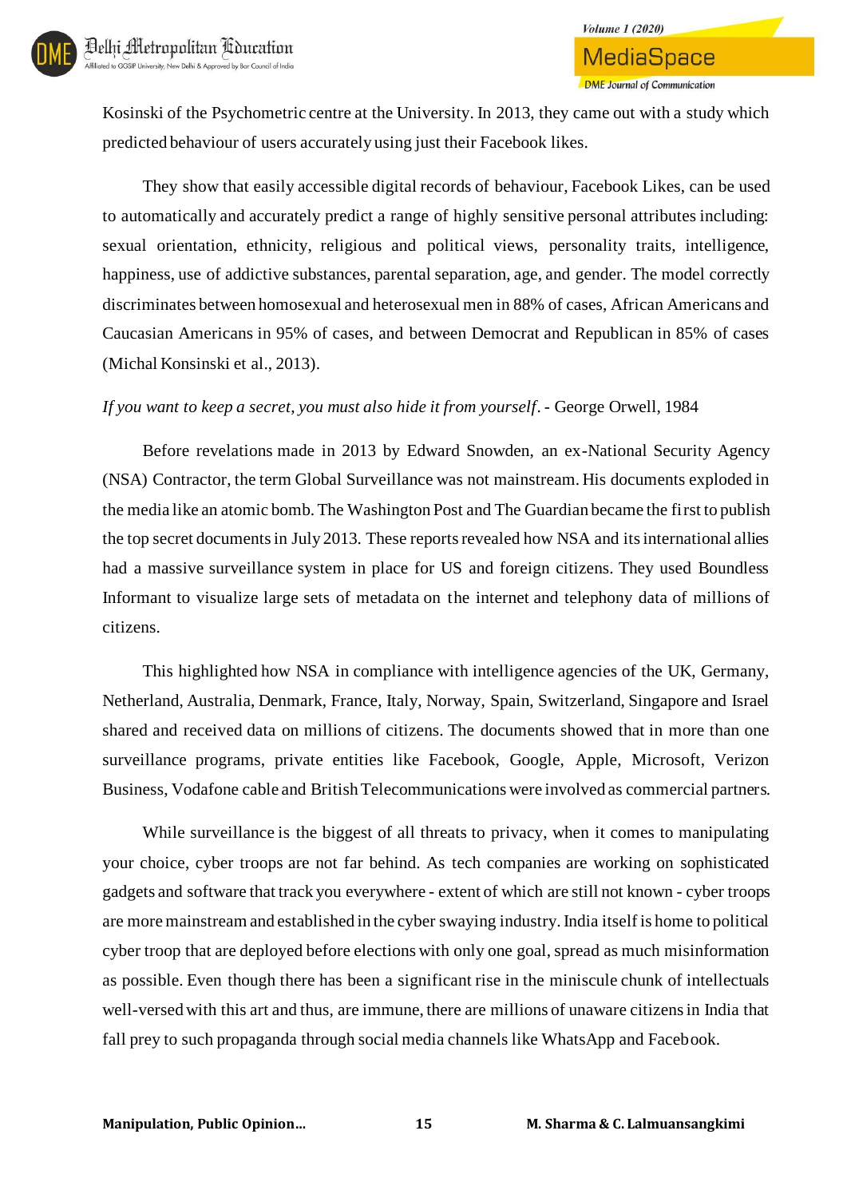Kosinski of the Psychometric centre at the University. In 2013, they came out with a study which predicted behaviour of users accurately using just their Facebook likes.

They show that easily accessible digital records of behaviour, Facebook Likes, can be used to automatically and accurately predict a range of highly sensitive personal attributes including: sexual orientation, ethnicity, religious and political views, personality traits, intelligence, happiness, use of addictive substances, parental separation, age, and gender. The model correctly discriminates between homosexual and heterosexual men in 88% of cases, African Americans and Caucasian Americans in 95% of cases, and between Democrat and Republican in 85% of cases (Michal Konsinski et al., 2013).

*If you want to keep a secret, you must also hide it from yourself*. - George Orwell, 1984

Before revelations made in 2013 by Edward Snowden, an ex-National Security Agency (NSA) Contractor, the term Global Surveillance was not mainstream. His documents exploded in the media like an atomic bomb. The Washington Post and The Guardian became the first to publish the top secret documents in July 2013. These reports revealed how NSA and its international allies had a massive surveillance system in place for US and foreign citizens. They used Boundless Informant to visualize large sets of metadata on the internet and telephony data of millions of citizens.

This highlighted how NSA in compliance with intelligence agencies of the UK, Germany, Netherland, Australia, Denmark, France, Italy, Norway, Spain, Switzerland, Singapore and Israel shared and received data on millions of citizens. The documents showed that in more than one surveillance programs, private entities like Facebook, Google, Apple, Microsoft, Verizon Business, Vodafone cable and British Telecommunications were involved as commercial partners.

While surveillance is the biggest of all threats to privacy, when it comes to manipulating your choice, cyber troops are not far behind. As tech companies are working on sophisticated gadgets and software that track you everywhere - extent of which are still not known - cyber troops are more mainstream and established in the cyber swaying industry. India itself is home to political cyber troop that are deployed before elections with only one goal, spread as much misinformation as possible. Even though there has been a significant rise in the miniscule chunk of intellectuals well-versed with this art and thus, are immune, there are millions of unaware citizens in India that fall prey to such propaganda through social media channels like WhatsApp and Facebook.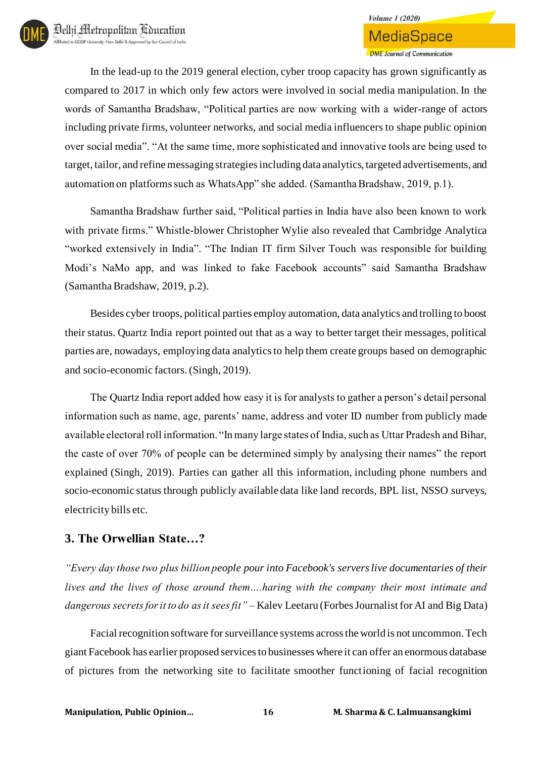In the lead-up to the 2019 general election, cyber troop capacity has grown significantly as compared to 2017 in which only few actors were involved in social media manipulation. In the words of Samantha Bradshaw, "Political parties are now working with a wider-range of actors including private firms, volunteer networks, and social media influencers to shape public opinion over social media". "At the same time, more sophisticated and innovative tools are being used to target, tailor, and refine messaging strategies including data analytics, targeted advertisements, and automation on platforms such as WhatsApp" she added. (Samantha Bradshaw, 2019, p.1).

Samantha Bradshaw further said, "Political parties in India have also been known to work with private firms." Whistle-blower Christopher Wylie also revealed that Cambridge Analytica "worked extensively in India". "The Indian IT firm Silver Touch was responsible for building Modi's NaMo app, and was linked to fake Facebook accounts" said Samantha Bradshaw (Samantha Bradshaw, 2019, p.2).

Besides cyber troops, political parties employ automation, data analytics and trolling to boost their status. Quartz India report pointed out that as a way to better target their messages, political parties are, nowadays, employing data analytics to help them create groups based on demographic and socio-economic factors. (Singh, 2019).

The Quartz India report added how easy it is for analysts to gather a person's detail personal information such as name, age, parents' name, address and voter ID number from publicly made available electoral roll information. "In many large states of India, such as Uttar Pradesh and Bihar, the caste of over 70% of people can be determined simply by analysing their names" the report explained (Singh, 2019). Parties can gather all this information, including phone numbers and socio-economic status through publicly available data like land records, BPL list, NSSO surveys, electricity bills etc.

## 3. The Orwellian State…?

*"Every day those two plus billion people pour into Facebook's servers live documentaries of their lives and the lives of those around them….haring with the company their most intimate and dangerous secrets for it to do as it sees fit"* – Kalev Leetaru (Forbes Journalist for AI and Big Data)

Facial recognition software for surveillance systems across the world is not uncommon. Tech giant Facebook has earlier proposed services to businesses where it can offer an enormous database of pictures from the networking site to facilitate smoother functioning of facial recognition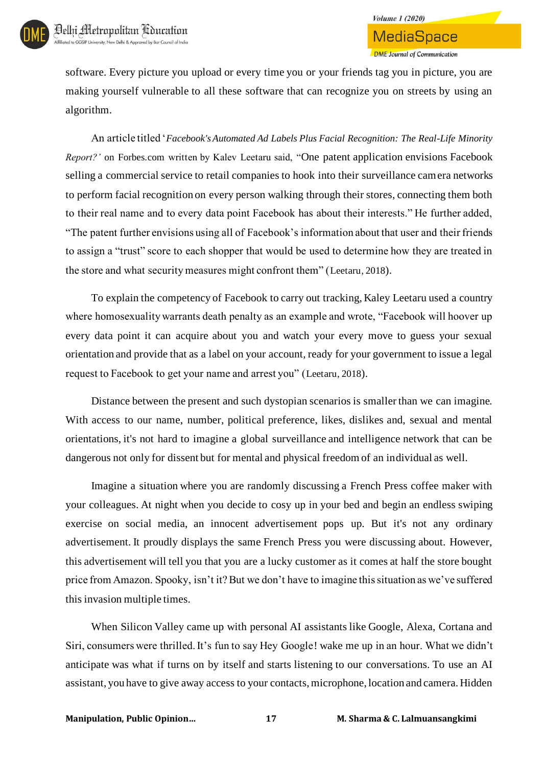software. Every picture you upload or every time you or your friends tag you in picture, you are making yourself vulnerable to all these software that can recognize you on streets by using an algorithm.

An article titled '*Facebook's Automated Ad Labels Plus Facial Recognition: The Real-Life Minority Report?'* on Forbes.com written by Kalev Leetaru said, "One patent application envisions Facebook selling a commercial service to retail companies to hook into their surveillance camera networks to perform facial recognition on every person walking through their stores, connecting them both to their real name and to every data point Facebook has about their interests." He further added, "The patent further envisions using all of Facebook's information about that user and their friends to assign a "trust" score to each shopper that would be used to determine how they are treated in the store and what security measures might confront them" (Leetaru, 2018).

To explain the competency of Facebook to carry out tracking, Kaley Leetaru used a country where homosexuality warrants death penalty as an example and wrote, "Facebook will hoover up every data point it can acquire about you and watch your every move to guess your sexual orientation and provide that as a label on your account, ready for your government to issue a legal request to Facebook to get your name and arrest you" (Leetaru, 2018).

Distance between the present and such dystopian scenarios is smaller than we can imagine. With access to our name, number, political preference, likes, dislikes and, sexual and mental orientations, it's not hard to imagine a global surveillance and intelligence network that can be dangerous not only for dissent but for mental and physical freedom of an individual as well.

Imagine a situation where you are randomly discussing a French Press coffee maker with your colleagues. At night when you decide to cosy up in your bed and begin an endless swiping exercise on social media, an innocent advertisement pops up. But it's not any ordinary advertisement. It proudly displays the same French Press you were discussing about. However, this advertisement will tell you that you are a lucky customer as it comes at half the store bought price from Amazon. Spooky, isn't it? But we don't have to imagine this situation as we've suffered this invasion multiple times.

When Silicon Valley came up with personal AI assistants like Google, Alexa, Cortana and Siri, consumers were thrilled. It's fun to say Hey Google! wake me up in an hour. What we didn't anticipate was what if turns on by itself and starts listening to our conversations. To use an AI assistant, you have to give away access to your contacts, microphone, location and camera. Hidden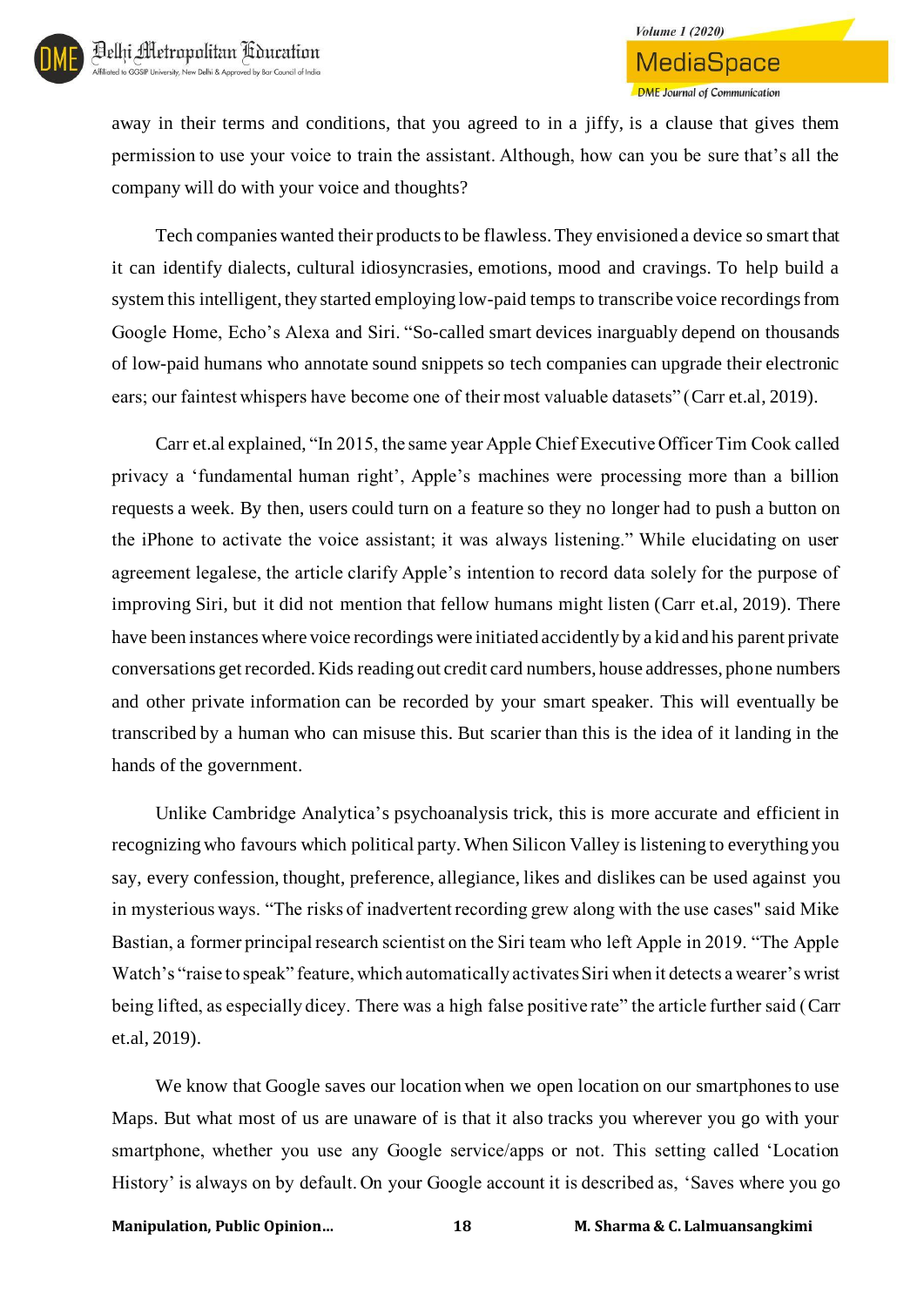away in their terms and conditions, that you agreed to in a jiffy, is a clause that gives them permission to use your voice to train the assistant. Although, how can you be sure that's all the company will do with your voice and thoughts?

Tech companies wanted their products to be flawless. They envisioned a device so smart that it can identify dialects, cultural idiosyncrasies, emotions, mood and cravings. To help build a system this intelligent, they started employing low-paid temps to transcribe voice recordings from Google Home, Echo's Alexa and Siri. "So-called smart devices inarguably depend on thousands of low-paid humans who annotate sound snippets so tech companies can upgrade their electronic ears; our faintest whispers have become one of their most valuable datasets" (Carr et.al, 2019).

Carr et.al explained, "In 2015, the same year Apple Chief Executive Officer Tim Cook called privacy a 'fundamental human right', Apple's machines were processing more than a billion requests a week. By then, users could turn on a feature so they no longer had to push a button on the iPhone to activate the voice assistant; it was always listening." While elucidating on user agreement legalese, the article clarify Apple's intention to record data solely for the purpose of improving Siri, but it did not mention that fellow humans might listen (Carr et.al, 2019). There have been instances where voice recordings were initiated accidently by a kid and his parent private conversations get recorded. Kids reading out credit card numbers, house addresses, phone numbers and other private information can be recorded by your smart speaker. This will eventually be transcribed by a human who can misuse this. But scarier than this is the idea of it landing in the hands of the government.

Unlike Cambridge Analytica's psychoanalysis trick, this is more accurate and efficient in recognizing who favours which political party. When Silicon Valley is listening to everything you say, every confession, thought, preference, allegiance, likes and dislikes can be used against you in mysterious ways. "The risks of inadvertent recording grew along with the use cases" said Mike Bastian, a former principal research scientist on the Siri team who left Apple in 2019. "The Apple Watch's "raise to speak" feature, which automatically activates Siri when it detects a wearer's wrist being lifted, as especially dicey. There was a high false positive rate" the article further said (Carr et.al, 2019).

We know that Google saves our location when we open location on our smartphones to use Maps. But what most of us are unaware of is that it also tracks you wherever you go with your smartphone, whether you use any Google service/apps or not. This setting called 'Location History' is always on by default. On your Google account it is described as, 'Saves where you go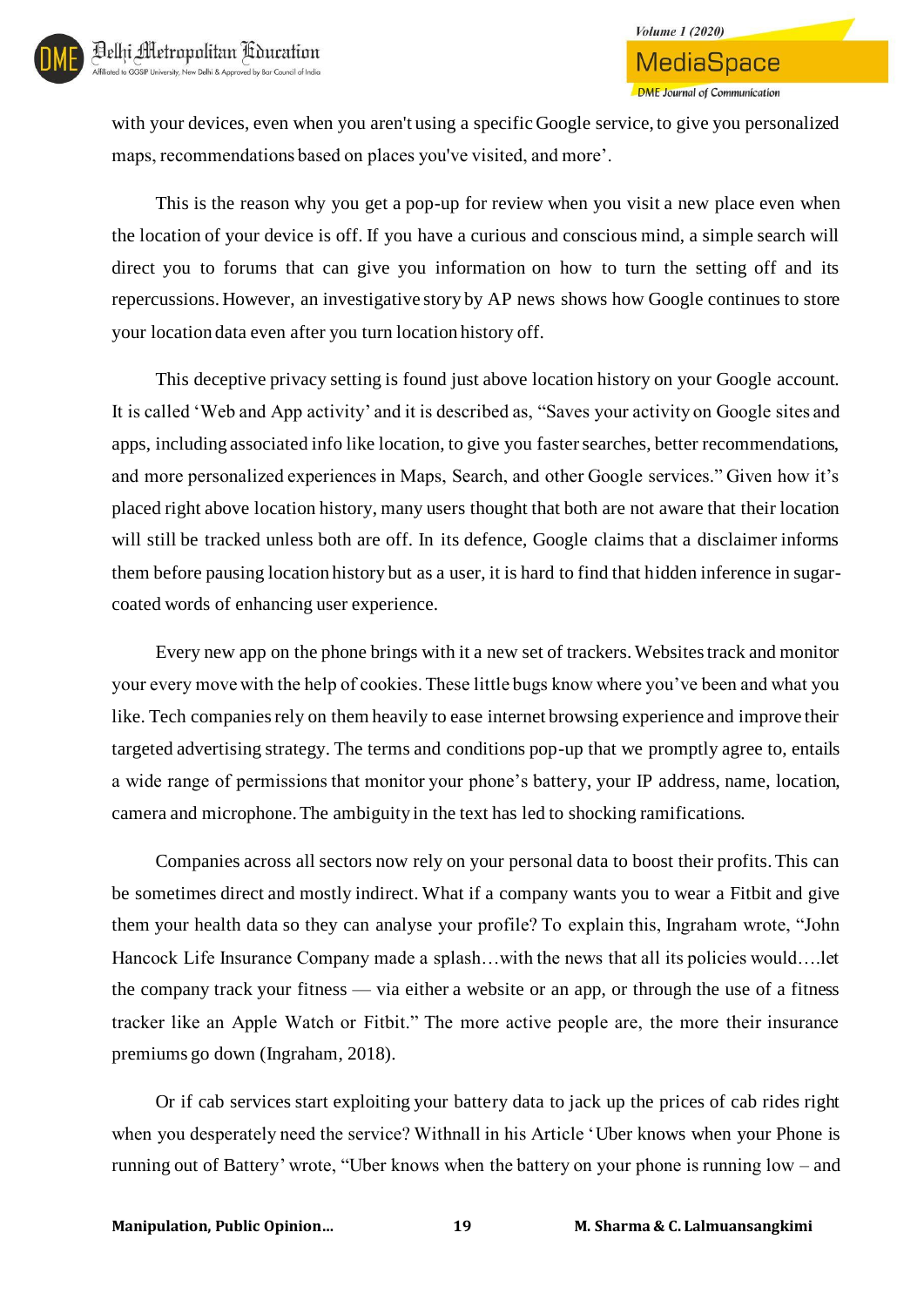with your devices, even when you aren't using a specific Google service, to give you personalized maps, recommendations based on places you've visited, and more'.

This is the reason why you get a pop-up for review when you visit a new place even when the location of your device is off. If you have a curious and conscious mind, a simple search will direct you to forums that can give you information on how to turn the setting off and its repercussions. However, an investigative story by AP news shows how Google continues to store your location data even after you turn location history off.

This deceptive privacy setting is found just above location history on your Google account. It is called 'Web and App activity' and it is described as, "Saves your activity on Google sites and apps, including associated info like location, to give you faster searches, better recommendations, and more personalized experiences in Maps, Search, and other Google services." Given how it's placed right above location history, many users thought that both are not aware that their location will still be tracked unless both are off. In its defence, Google claims that a disclaimer informs them before pausing location history but as a user, it is hard to find that hidden inference in sugar-coated words of enhancing user experience.

Every new app on the phone brings with it a new set of trackers. Websites track and monitor your every move with the help of cookies. These little bugs know where you've been and what you like. Tech companies rely on them heavily to ease internet browsing experience and improve their targeted advertising strategy. The terms and conditions pop-up that we promptly agree to, entails a wide range of permissions that monitor your phone's battery, your IP address, name, location, camera and microphone. The ambiguity in the text has led to shocking ramifications.

Companies across all sectors now rely on your personal data to boost their profits. This can be sometimes direct and mostly indirect. What if a company wants you to wear a Fitbit and give them your health data so they can analyse your profile? To explain this, Ingraham wrote, "John Hancock Life Insurance Company made a splash…with the news that all its policies would….let the company track your fitness — via either a website or an app, or through the use of a fitness tracker like an Apple Watch or Fitbit." The more active people are, the more their insurance premiums go down (Ingraham, 2018).

Or if cab services start exploiting your battery data to jack up the prices of cab rides right when you desperately need the service? Withnall in his Article 'Uber knows when your Phone is running out of Battery' wrote, "Uber knows when the battery on your phone is running low – and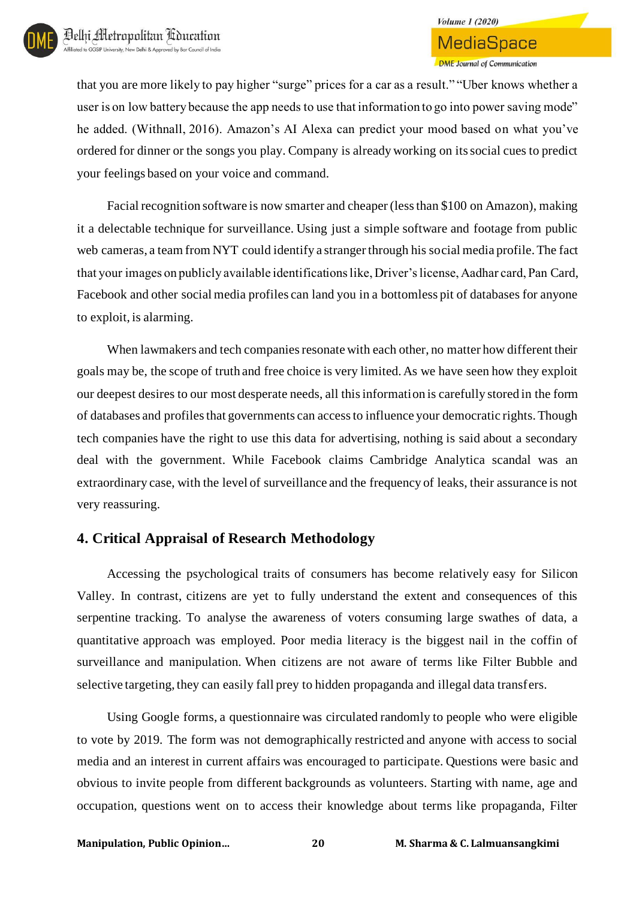that you are more likely to pay higher "surge" prices for a car as a result." "Uber knows whether a user is on low battery because the app needs to use that information to go into power saving mode" he added. (Withnall, 2016). Amazon's AI Alexa can predict your mood based on what you've ordered for dinner or the songs you play. Company is already working on its social cues to predict your feelings based on your voice and command.

Facial recognition software is now smarter and cheaper (less than $100 on Amazon), making it a delectable technique for surveillance. Using just a simple software and footage from public web cameras, a team from NYT could identify a stranger through his social media profile. The fact that your images on publicly available identifications like, Driver's license, Aadhar card, Pan Card, Facebook and other social media profiles can land you in a bottomless pit of databases for anyone to exploit, is alarming.

When lawmakers and tech companies resonate with each other, no matter how different their goals may be, the scope of truth and free choice is very limited. As we have seen how they exploit our deepest desires to our most desperate needs, all this information is carefully stored in the form of databases and profiles that governments can access to influence your democratic rights. Though tech companies have the right to use this data for advertising, nothing is said about a secondary deal with the government. While Facebook claims Cambridge Analytica scandal was an extraordinary case, with the level of surveillance and the frequency of leaks, their assurance is not very reassuring.

## 4. Critical Appraisal of Research Methodology

Accessing the psychological traits of consumers has become relatively easy for Silicon Valley. In contrast, citizens are yet to fully understand the extent and consequences of this serpentine tracking. To analyse the awareness of voters consuming large swathes of data, a quantitative approach was employed. Poor media literacy is the biggest nail in the coffin of surveillance and manipulation. When citizens are not aware of terms like Filter Bubble and selective targeting, they can easily fall prey to hidden propaganda and illegal data transfers.

Using Google forms, a questionnaire was circulated randomly to people who were eligible to vote by 2019. The form was not demographically restricted and anyone with access to social media and an interest in current affairs was encouraged to participate. Questions were basic and obvious to invite people from different backgrounds as volunteers. Starting with name, age and occupation, questions went on to access their knowledge about terms like propaganda, Filter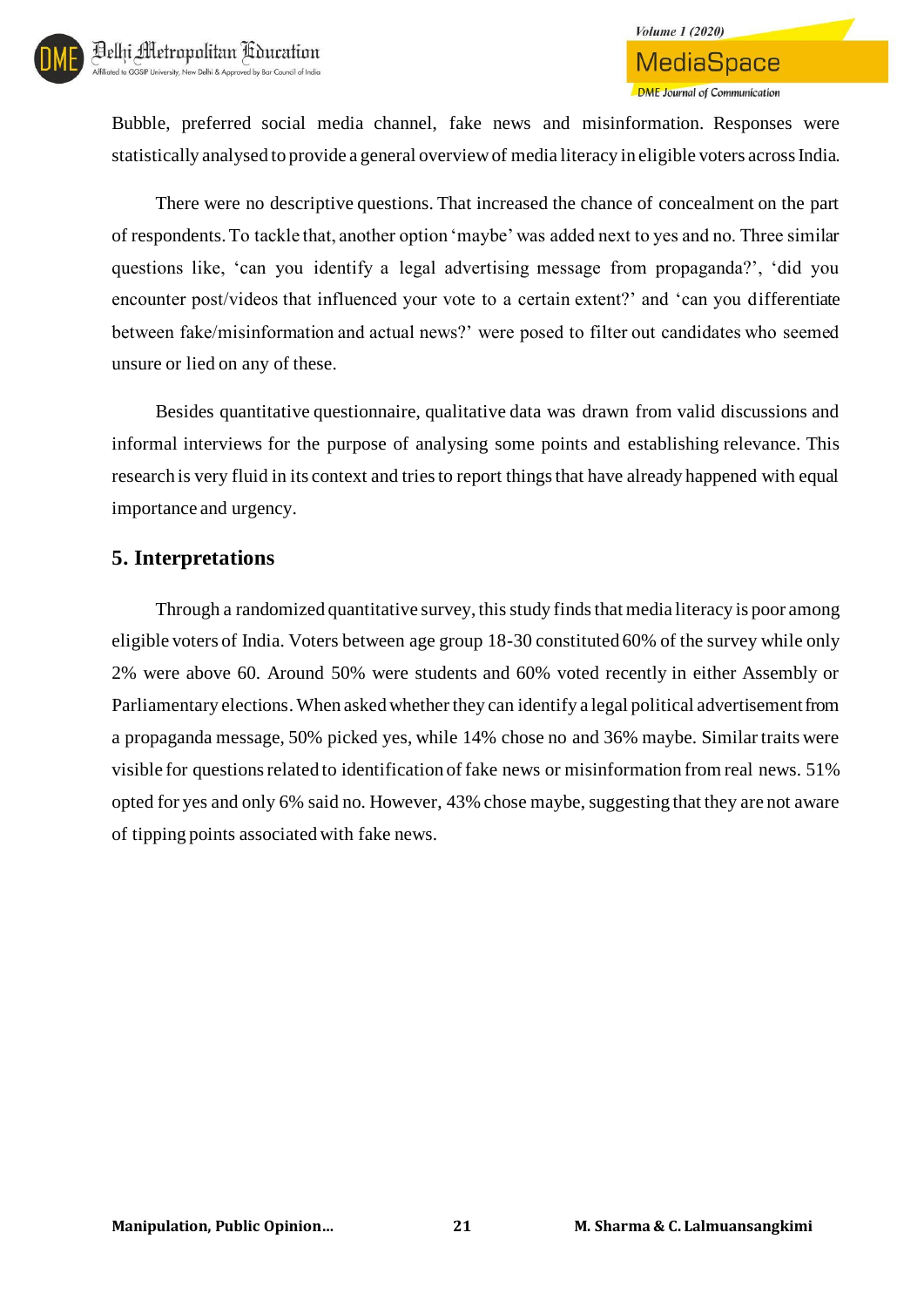Bubble, preferred social media channel, fake news and misinformation. Responses were statistically analysed to provide a general overview of media literacy in eligible voters across India.

There were no descriptive questions. That increased the chance of concealment on the part of respondents. To tackle that, another option 'maybe' was added next to yes and no. Three similar questions like, 'can you identify a legal advertising message from propaganda?', 'did you encounter post/videos that influenced your vote to a certain extent?' and 'can you differentiate between fake/misinformation and actual news?' were posed to filter out candidates who seemed unsure or lied on any of these.

Besides quantitative questionnaire, qualitative data was drawn from valid discussions and informal interviews for the purpose of analysing some points and establishing relevance. This research is very fluid in its context and tries to report things that have already happened with equal importance and urgency.

## 5. Interpretations

Through a randomized quantitative survey, this study finds that media literacy is poor among eligible voters of India. Voters between age group 18-30 constituted 60% of the survey while only 2% were above 60. Around 50% were students and 60% voted recently in either Assembly or Parliamentary elections. When asked whether they can identify a legal political advertisement from a propaganda message, 50% picked yes, while 14% chose no and 36% maybe. Similar traits were visible for questions related to identification of fake news or misinformation from real news. 51% opted for yes and only 6% said no. However, 43% chose maybe, suggesting that they are not aware of tipping points associated with fake news.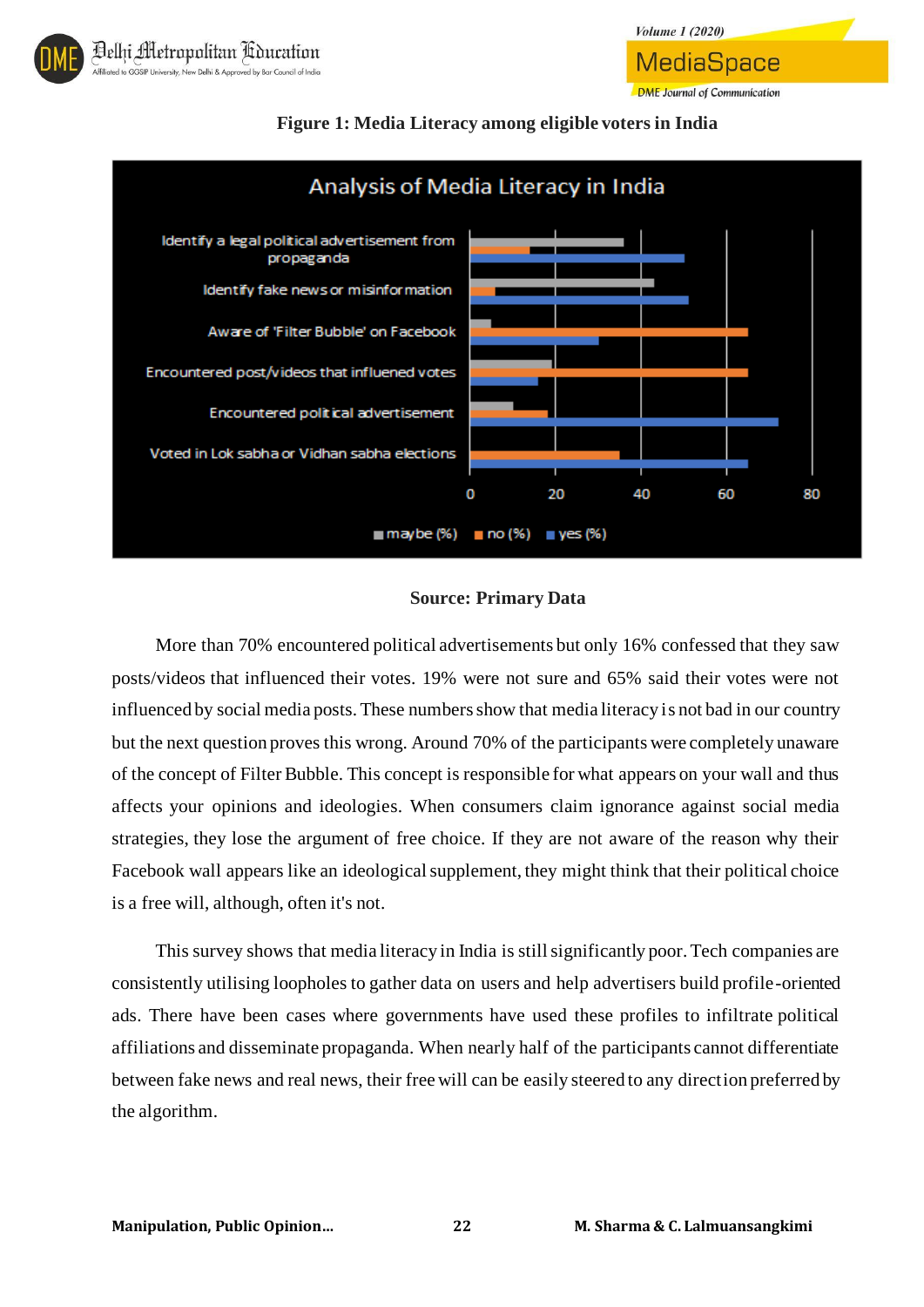**Figure 1: Media Literacy among eligible voters in India**

**Source: Primary Data**

More than 70% encountered political advertisements but only 16% confessed that they saw posts/videos that influenced their votes. 19% were not sure and 65% said their votes were not influenced by social media posts. These numbers show that media literacy is not bad in our country but the next question proves this wrong. Around 70% of the participants were completely unaware of the concept of Filter Bubble. This concept is responsible for what appears on your wall and thus affects your opinions and ideologies. When consumers claim ignorance against social media strategies, they lose the argument of free choice. If they are not aware of the reason why their Facebook wall appears like an ideological supplement, they might think that their political choice is a free will, although, often it's not.

This survey shows that media literacy in India is still significantly poor. Tech companies are consistently utilising loopholes to gather data on users and help advertisers build profile-oriented ads. There have been cases where governments have used these profiles to infiltrate political affiliations and disseminate propaganda. When nearly half of the participants cannot differentiate between fake news and real news, their free will can be easily steered to any direction preferred by the algorithm.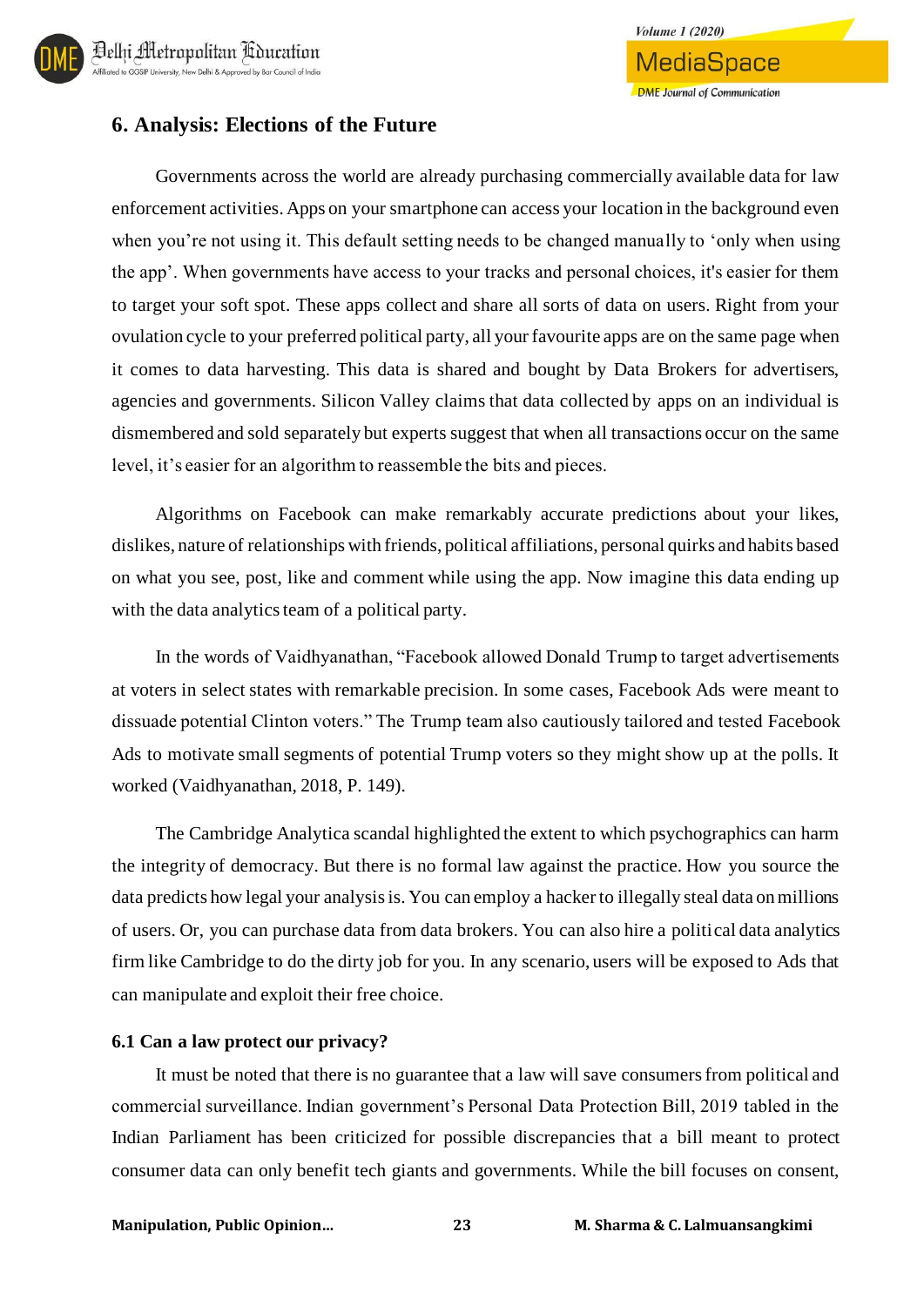## 6. Analysis: Elections of the Future

Governments across the world are already purchasing commercially available data for law enforcement activities. Apps on your smartphone can access your location in the background even when you're not using it. This default setting needs to be changed manually to 'only when using the app'. When governments have access to your tracks and personal choices, it's easier for them to target your soft spot. These apps collect and share all sorts of data on users. Right from your ovulation cycle to your preferred political party, all your favourite apps are on the same page when it comes to data harvesting. This data is shared and bought by Data Brokers for advertisers, agencies and governments. Silicon Valley claims that data collected by apps on an individual is dismembered and sold separately but experts suggest that when all transactions occur on the same level, it's easier for an algorithm to reassemble the bits and pieces.

Algorithms on Facebook can make remarkably accurate predictions about your likes, dislikes, nature of relationships with friends, political affiliations, personal quirks and habits based on what you see, post, like and comment while using the app. Now imagine this data ending up with the data analytics team of a political party.

In the words of Vaidhyanathan, "Facebook allowed Donald Trump to target advertisements at voters in select states with remarkable precision. In some cases, Facebook Ads were meant to dissuade potential Clinton voters." The Trump team also cautiously tailored and tested Facebook Ads to motivate small segments of potential Trump voters so they might show up at the polls. It worked (Vaidhyanathan, 2018, P. 149).

The Cambridge Analytica scandal highlighted the extent to which psychographics can harm the integrity of democracy. But there is no formal law against the practice. How you source the data predicts how legal your analysis is. You can employ a hacker to illegally steal data on millions of users. Or, you can purchase data from data brokers. You can also hire a political data analytics firm like Cambridge to do the dirty job for you. In any scenario, users will be exposed to Ads that can manipulate and exploit their free choice.

### 6.1 Can a law protect our privacy?

It must be noted that there is no guarantee that a law will save consumers from political and commercial surveillance. Indian government's Personal Data Protection Bill, 2019 tabled in the Indian Parliament has been criticized for possible discrepancies that a bill meant to protect consumer data can only benefit tech giants and governments. While the bill focuses on consent,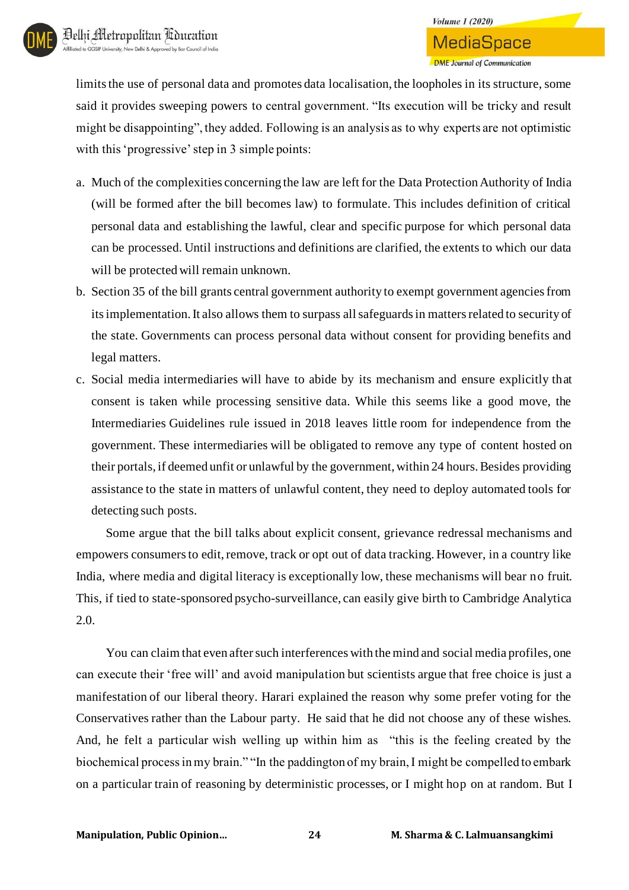limits the use of personal data and promotes data localisation, the loopholes in its structure, some said it provides sweeping powers to central government. "Its execution will be tricky and result might be disappointing", they added. Following is an analysis as to why experts are not optimistic with this 'progressive' step in 3 simple points:

a. Much of the complexities concerning the law are left for the Data Protection Authority of India (will be formed after the bill becomes law) to formulate. This includes definition of critical personal data and establishing the lawful, clear and specific purpose for which personal data can be processed. Until instructions and definitions are clarified, the extents to which our data will be protected will remain unknown.
b. Section 35 of the bill grants central government authority to exempt government agencies from its implementation. It also allows them to surpass all safeguards in matters related to security of the state. Governments can process personal data without consent for providing benefits and legal matters.
c. Social media intermediaries will have to abide by its mechanism and ensure explicitly that consent is taken while processing sensitive data. While this seems like a good move, the Intermediaries Guidelines rule issued in 2018 leaves little room for independence from the government. These intermediaries will be obligated to remove any type of content hosted on their portals, if deemed unfit or unlawful by the government, within 24 hours. Besides providing assistance to the state in matters of unlawful content, they need to deploy automated tools for detecting such posts.

Some argue that the bill talks about explicit consent, grievance redressal mechanisms and empowers consumers to edit, remove, track or opt out of data tracking. However, in a country like India, where media and digital literacy is exceptionally low, these mechanisms will bear no fruit. This, if tied to state-sponsored psycho-surveillance, can easily give birth to Cambridge Analytica 2.0.

You can claim that even after such interferences with the mind and social media profiles, one can execute their 'free will' and avoid manipulation but scientists argue that free choice is just a manifestation of our liberal theory. Harari explained the reason why some prefer voting for the Conservatives rather than the Labour party. He said that he did not choose any of these wishes. And, he felt a particular wish welling up within him as "this is the feeling created by the biochemical process in my brain." "In the paddington of my brain, I might be compelled to embark on a particular train of reasoning by deterministic processes, or I might hop on at random. But I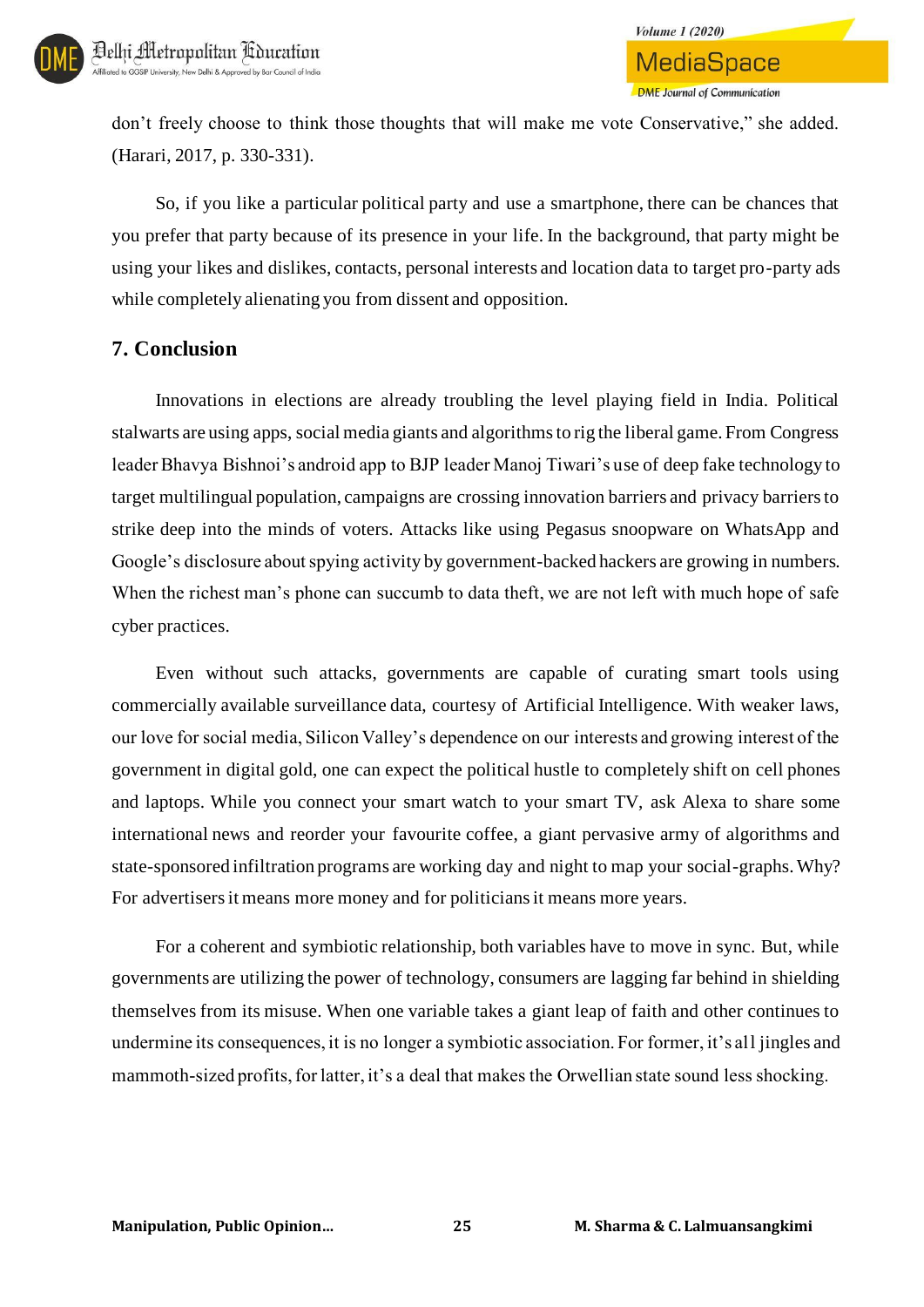don't freely choose to think those thoughts that will make me vote Conservative," she added. (Harari, 2017, p. 330-331).

So, if you like a particular political party and use a smartphone, there can be chances that you prefer that party because of its presence in your life. In the background, that party might be using your likes and dislikes, contacts, personal interests and location data to target pro-party ads while completely alienating you from dissent and opposition.

## 7. Conclusion

Innovations in elections are already troubling the level playing field in India. Political stalwarts are using apps, social media giants and algorithms to rig the liberal game. From Congress leader Bhavya Bishnoi's android app to BJP leader Manoj Tiwari's use of deep fake technology to target multilingual population, campaigns are crossing innovation barriers and privacy barriers to strike deep into the minds of voters. Attacks like using Pegasus snoopware on WhatsApp and Google's disclosure about spying activity by government-backed hackers are growing in numbers. When the richest man's phone can succumb to data theft, we are not left with much hope of safe cyber practices.

Even without such attacks, governments are capable of curating smart tools using commercially available surveillance data, courtesy of Artificial Intelligence. With weaker laws, our love for social media, Silicon Valley's dependence on our interests and growing interest of the government in digital gold, one can expect the political hustle to completely shift on cell phones and laptops. While you connect your smart watch to your smart TV, ask Alexa to share some international news and reorder your favourite coffee, a giant pervasive army of algorithms and state-sponsored infiltration programs are working day and night to map your social-graphs. Why? For advertisers it means more money and for politicians it means more years.

For a coherent and symbiotic relationship, both variables have to move in sync. But, while governments are utilizing the power of technology, consumers are lagging far behind in shielding themselves from its misuse. When one variable takes a giant leap of faith and other continues to undermine its consequences, it is no longer a symbiotic association. For former, it's all jingles and mammoth-sized profits, for latter, it's a deal that makes the Orwellian state sound less shocking.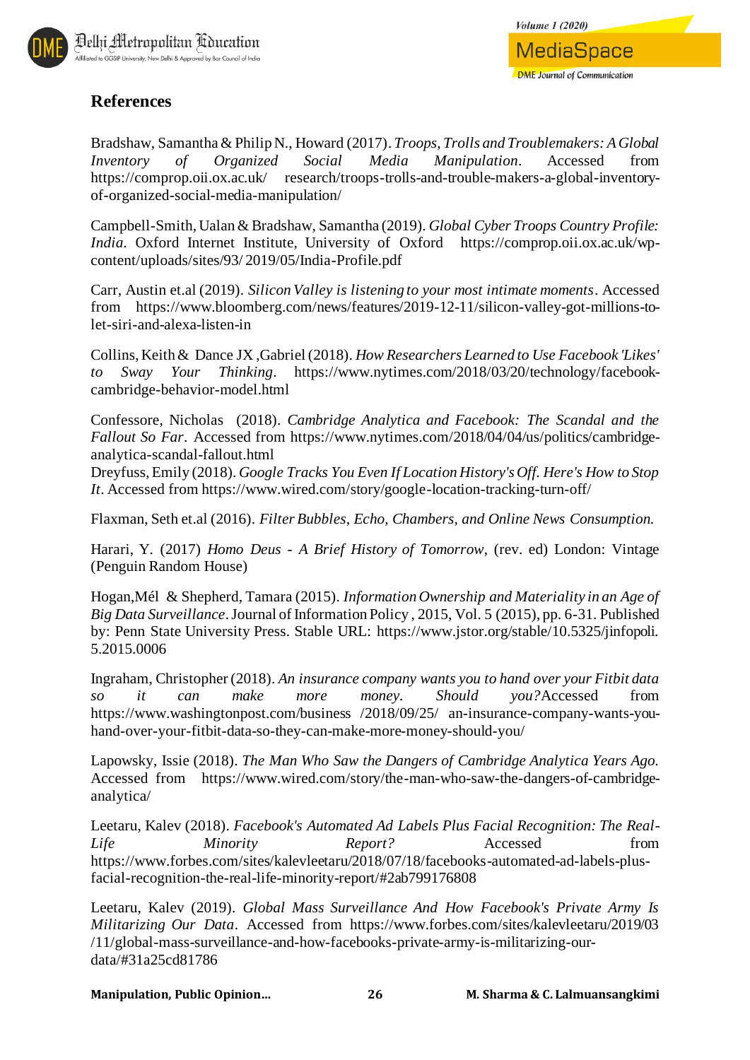## References

Bradshaw, Samantha & Philip N., Howard (2017). *Troops, Trolls and Troublemakers: A Global Inventory of Organized Social Media Manipulation*. Accessed from https://comprop.oii.ox.ac.uk/ research/troops-trolls-and-trouble-makers-a-global-inventory-of-organized-social-media-manipulation/

Campbell-Smith, Ualan & Bradshaw, Samantha (2019). *Global Cyber Troops Country Profile: India*. Oxford Internet Institute, University of Oxford https://comprop.oii.ox.ac.uk/wp-content/uploads/sites/93/ 2019/05/India-Profile.pdf

Carr, Austin et.al (2019). *Silicon Valley is listening to your most intimate moments*. Accessed from https://www.bloomberg.com/news/features/2019-12-11/silicon-valley-got-millions-to-let-siri-and-alexa-listen-in

Collins, Keith & Dance JX ,Gabriel (2018). *How Researchers Learned to Use Facebook 'Likes' to Sway Your Thinking*. https://www.nytimes.com/2018/03/20/technology/facebook-cambridge-behavior-model.html

Confessore, Nicholas (2018). *Cambridge Analytica and Facebook: The Scandal and the Fallout So Far*. Accessed from https://www.nytimes.com/2018/04/04/us/politics/cambridge-analytica-scandal-fallout.html

Dreyfuss, Emily (2018). *Google Tracks You Even If Location History's Off. Here's How to Stop It*. Accessed from https://www.wired.com/story/google-location-tracking-turn-off/

Flaxman, Seth et.al (2016). *Filter Bubbles, Echo, Chambers, and Online News Consumption.*

Harari, Y. (2017) *Homo Deus - A Brief History of Tomorrow*, (rev. ed) London: Vintage (Penguin Random House)

Hogan, Mél & Shepherd, Tamara (2015). *Information Ownership and Materiality in an Age of Big Data Surveillance*. Journal of Information Policy , 2015, Vol. 5 (2015), pp. 6-31. Published by: Penn State University Press. Stable URL: https://www.jstor.org/stable/10.5325/jinfopoli. 5.2015.0006

Ingraham, Christopher (2018). *An insurance company wants you to hand over your Fitbit data so it can make more money. Should you?* Accessed from https://www.washingtonpost.com/business /2018/09/25/ an-insurance-company-wants-you-hand-over-your-fitbit-data-so-they-can-make-more-money-should-you/

Lapowsky, Issie (2018). *The Man Who Saw the Dangers of Cambridge Analytica Years Ago.* Accessed from https://www.wired.com/story/the-man-who-saw-the-dangers-of-cambridge-analytica/

Leetaru, Kalev (2018). *Facebook's Automated Ad Labels Plus Facial Recognition: The Real-Life Minority Report?* Accessed from https://www.forbes.com/sites/kalevleetaru/2018/07/18/facebooks-automated-ad-labels-plus-facial-recognition-the-real-life-minority-report/#2ab799176808

Leetaru, Kalev (2019). *Global Mass Surveillance And How Facebook's Private Army Is Militarizing Our Data*. Accessed from https://www.forbes.com/sites/kalevleetaru/2019/03 /11/global-mass-surveillance-and-how-facebooks-private-army-is-militarizing-our-data/#31a25cd81786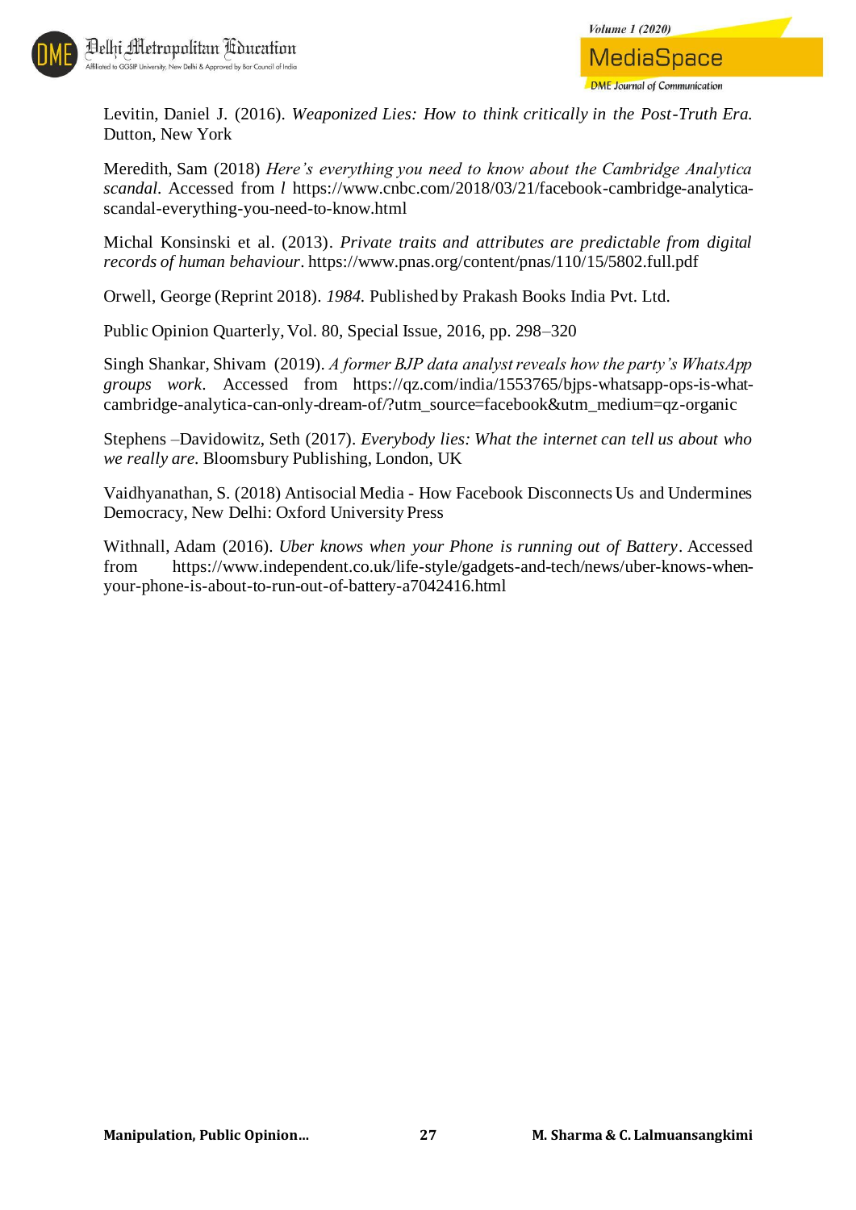Levitin, Daniel J. (2016). *Weaponized Lies: How to think critically in the Post-Truth Era.* Dutton, New York

Meredith, Sam (2018) *Here's everything you need to know about the Cambridge Analytica scandal*. Accessed from *l* https://www.cnbc.com/2018/03/21/facebook-cambridge-analytica-scandal-everything-you-need-to-know.html

Michal Konsinski et al. (2013). *Private traits and attributes are predictable from digital records of human behaviour*. https://www.pnas.org/content/pnas/110/15/5802.full.pdf

Orwell, George (Reprint 2018). *1984.* Published by Prakash Books India Pvt. Ltd.

Public Opinion Quarterly, Vol. 80, Special Issue, 2016, pp. 298–320

Singh Shankar, Shivam (2019). *A former BJP data analyst reveals how the party's WhatsApp groups work*. Accessed from https://qz.com/india/1553765/bjps-whatsapp-ops-is-what-cambridge-analytica-can-only-dream-of/?utm_source=facebook&utm_medium=qz-organic

Stephens –Davidowitz, Seth (2017). *Everybody lies: What the internet can tell us about who we really are.* Bloomsbury Publishing, London, UK

Vaidhyanathan, S. (2018) Antisocial Media - How Facebook Disconnects Us and Undermines Democracy, New Delhi: Oxford University Press

Withnall, Adam (2016). *Uber knows when your Phone is running out of Battery*. Accessed from https://www.independent.co.uk/life-style/gadgets-and-tech/news/uber-knows-when-your-phone-is-about-to-run-out-of-battery-a7042416.html